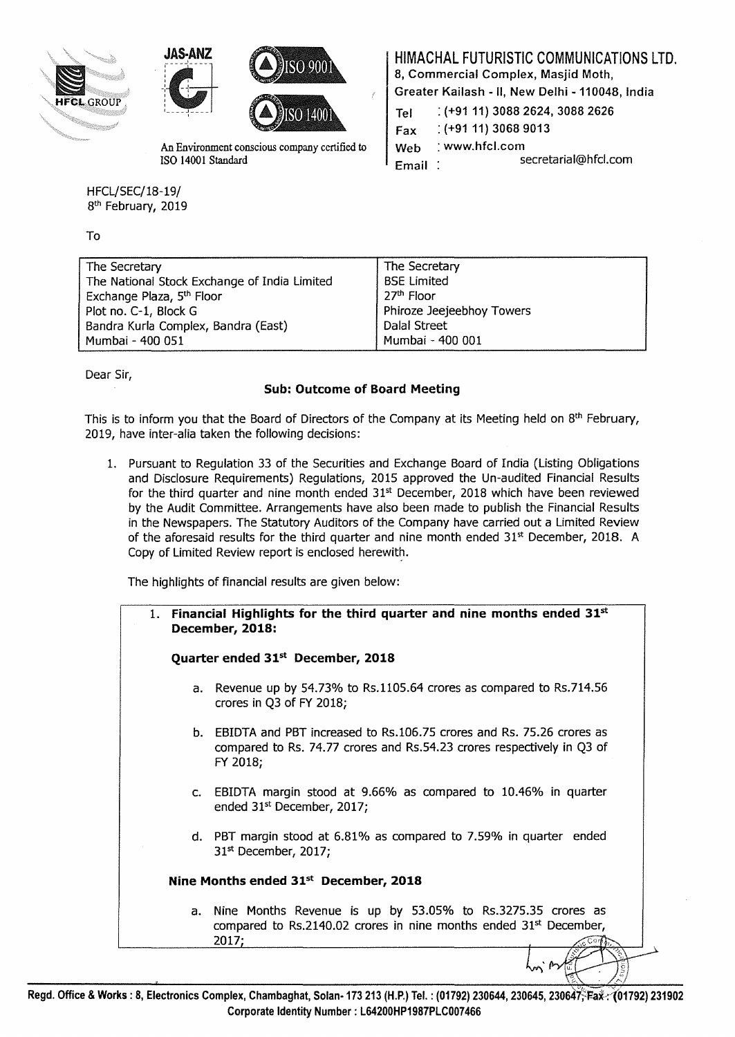# HIMACHAL FUTURISTIC COMMUNICATIONS LTD.

8, Commercial Complex, Masjid Moth,
Greater Kailash - II, New Delhi - 110048, India
Tel : (+91 11) 3088 2624, 3088 2626
Fax : (+91 11) 3068 9013
Web : www.hfcl.com
Email : secretarial@hfcl.com

An Environment conscious company certified to ISO 14001 Standard

HFCL/SEC/18-19/
8th February, 2019

To

| The Secretary<br>The National Stock Exchange of India Limited<br>Exchange Plaza, 5th Floor<br>Plot no. C-1, Block G<br>Bandra Kurla Complex, Bandra (East)<br>Mumbai - 400 051 | The Secretary<br>BSE Limited<br>27th Floor<br>Phiroze Jeejeebhoy Towers<br>Dalal Street<br>Mumbai - 400 001 |
|---|---|

Dear Sir,

**Sub: Outcome of Board Meeting**

This is to inform you that the Board of Directors of the Company at its Meeting held on 8th February, 2019, have inter-alia taken the following decisions:

1. Pursuant to Regulation 33 of the Securities and Exchange Board of India (Listing Obligations and Disclosure Requirements) Regulations, 2015 approved the Un-audited Financial Results for the third quarter and nine month ended 31st December, 2018 which have been reviewed by the Audit Committee. Arrangements have also been made to publish the Financial Results in the Newspapers. The Statutory Auditors of the Company have carried out a Limited Review of the aforesaid results for the third quarter and nine month ended 31st December, 2018. A Copy of Limited Review report is enclosed herewith.

   The highlights of financial results are given below:

   1. **Financial Highlights for the third quarter and nine months ended 31st December, 2018:**

      **Quarter ended 31st December, 2018**

      a. Revenue up by 54.73% to Rs.1105.64 crores as compared to Rs.714.56 crores in Q3 of FY 2018;

      b. EBIDTA and PBT increased to Rs.106.75 crores and Rs. 75.26 crores as compared to Rs. 74.77 crores and Rs.54.23 crores respectively in Q3 of FY 2018;

      c. EBIDTA margin stood at 9.66% as compared to 10.46% in quarter ended 31st December, 2017;

      d. PBT margin stood at 6.81% as compared to 7.59% in quarter ended 31st December, 2017;

      **Nine Months ended 31st December, 2018**

      a. Nine Months Revenue is up by 53.05% to Rs.3275.35 crores as compared to Rs.2140.02 crores in nine months ended 31st December, 2017;

Regd. Office & Works : 8, Electronics Complex, Chambaghat, Solan- 173 213 (H.P.) Tel. : (01792) 230644, 230645, 230647, Fax : (01792) 231902
Corporate Identity Number : L64200HP1987PLC007466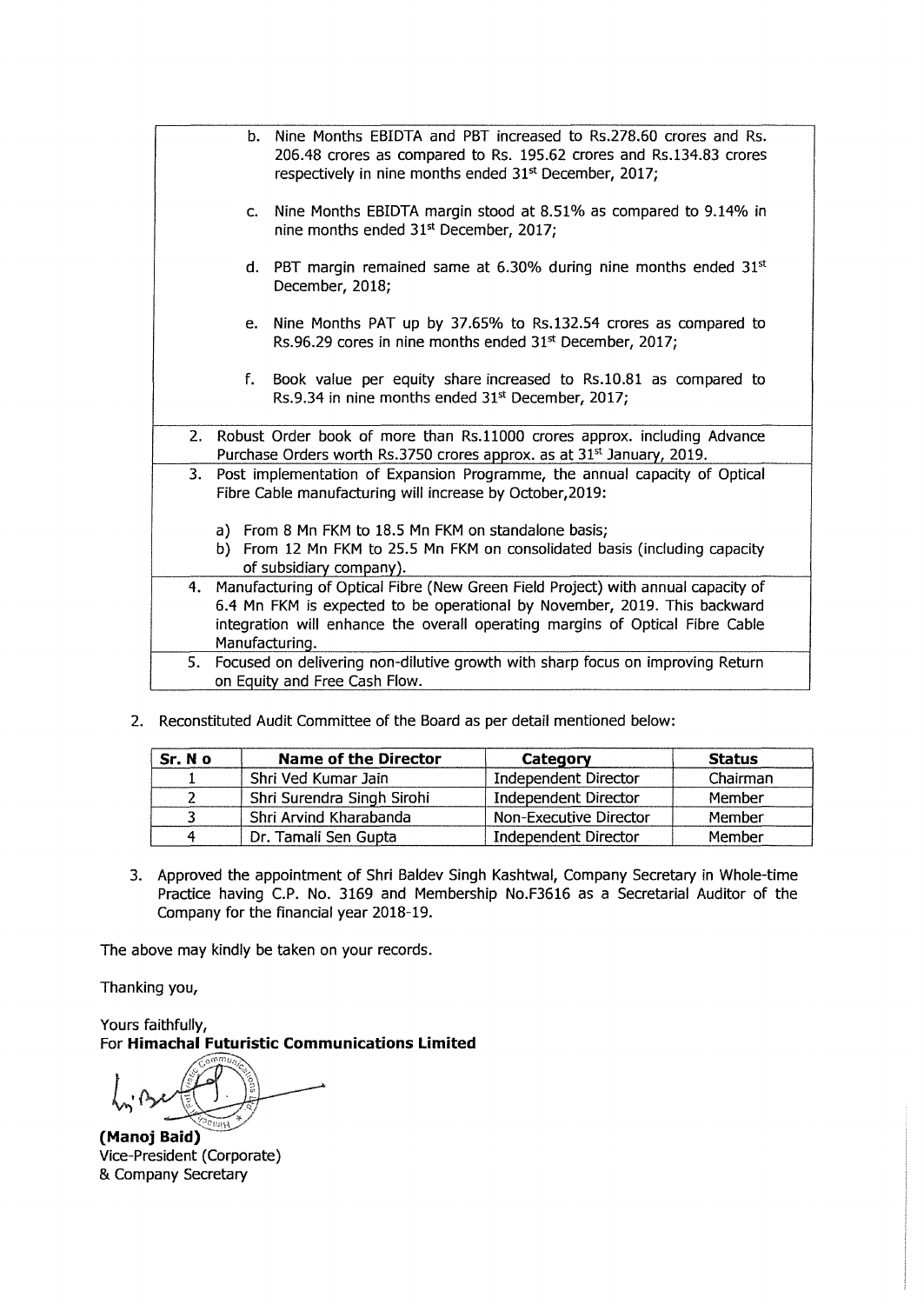| | |
|---|---|
| | b. Nine Months EBIDTA and PBT increased to Rs.278.60 crores and Rs. 206.48 crores as compared to Rs. 195.62 crores and Rs.134.83 crores respectively in nine months ended 31st December, 2017;<br><br>c. Nine Months EBIDTA margin stood at 8.51% as compared to 9.14% in nine months ended 31st December, 2017;<br><br>d. PBT margin remained same at 6.30% during nine months ended 31st December, 2018;<br><br>e. Nine Months PAT up by 37.65% to Rs.132.54 crores as compared to Rs.96.29 cores in nine months ended 31st December, 2017;<br><br>f. Book value per equity share increased to Rs.10.81 as compared to Rs.9.34 in nine months ended 31st December, 2017; |
| 2. | Robust Order book of more than Rs.11000 crores approx. including Advance Purchase Orders worth Rs.3750 crores approx. as at 31st January, 2019. |
| 3. | Post implementation of Expansion Programme, the annual capacity of Optical Fibre Cable manufacturing will increase by October,2019:<br><br>a) From 8 Mn FKM to 18.5 Mn FKM on standalone basis;<br>b) From 12 Mn FKM to 25.5 Mn FKM on consolidated basis (including capacity of subsidiary company). |
| 4. | Manufacturing of Optical Fibre (New Green Field Project) with annual capacity of 6.4 Mn FKM is expected to be operational by November, 2019. This backward integration will enhance the overall operating margins of Optical Fibre Cable Manufacturing. |
| 5. | Focused on delivering non-dilutive growth with sharp focus on improving Return on Equity and Free Cash Flow. |

2. Reconstituted Audit Committee of the Board as per detail mentioned below:

| Sr. N o | Name of the Director | Category | Status |
|---|---|---|---|
| 1 | Shri Ved Kumar Jain | Independent Director | Chairman |
| 2 | Shri Surendra Singh Sirohi | Independent Director | Member |
| 3 | Shri Arvind Kharabanda | Non-Executive Director | Member |
| 4 | Dr. Tamali Sen Gupta | Independent Director | Member |

3. Approved the appointment of Shri Baldev Singh Kashtwal, Company Secretary in Whole-time Practice having C.P. No. 3169 and Membership No.F3616 as a Secretarial Auditor of the Company for the financial year 2018-19.

The above may kindly be taken on your records.

Thanking you,

Yours faithfully,
For **Himachal Futuristic Communications Limited**

**(Manoj Baid)**
Vice-President (Corporate)
& Company Secretary